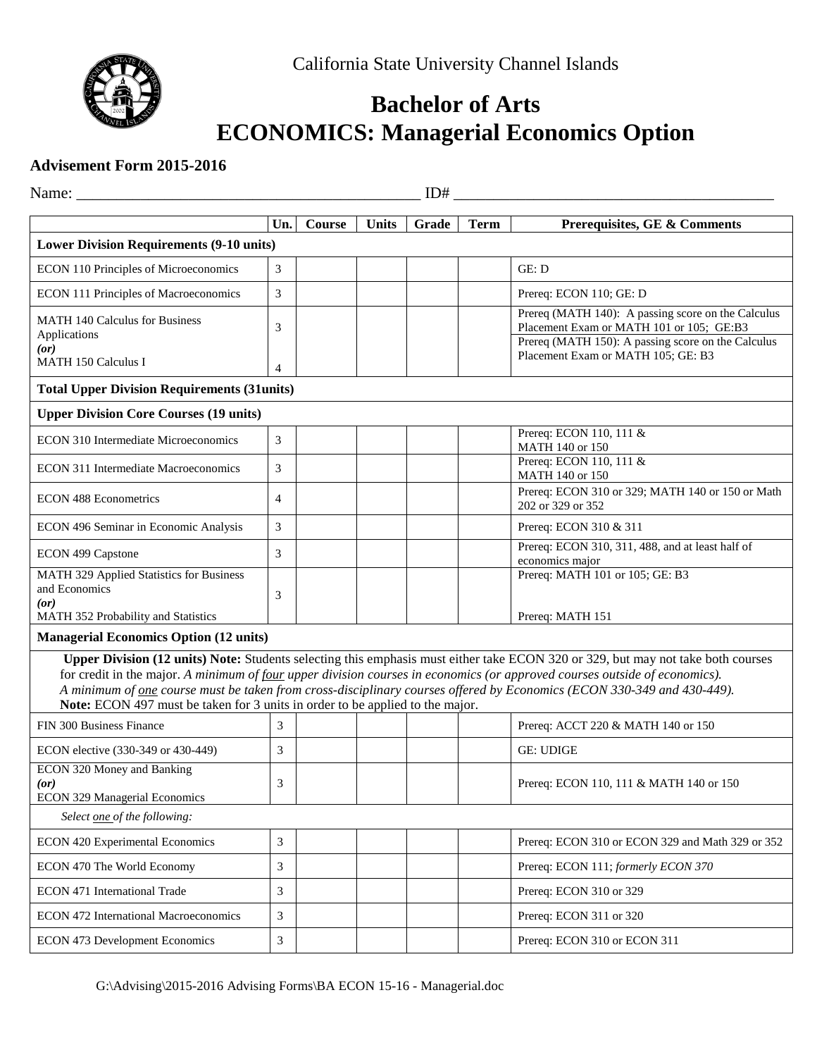California State University Channel Islands

# Bachelor of Arts
# ECONOMICS: Managerial Economics Option

**Advisement Form 2015-2016**

Name: ___________________________________________ ID# ________________________________________

| | Un. | Course | Units | Grade | Term | Prerequisites, GE & Comments |
|---|---|---|---|---|---|---|
| **Lower Division Requirements (9-10 units)** | | | | | | |
| ECON 110 Principles of Microeconomics | 3 | | | | | GE: D |
| ECON 111 Principles of Macroeconomics | 3 | | | | | Prereq: ECON 110; GE: D |
| MATH 140 Calculus for Business Applications *(or)* MATH 150 Calculus I | 3 / 4 | | | | | Prereq (MATH 140): A passing score on the Calculus Placement Exam or MATH 101 or 105; GE:B3 Prereq (MATH 150): A passing score on the Calculus Placement Exam or MATH 105; GE: B3 |
| **Total Upper Division Requirements (31units)** | | | | | | |
| **Upper Division Core Courses (19 units)** | | | | | | |
| ECON 310 Intermediate Microeconomics | 3 | | | | | Prereq: ECON 110, 111 & MATH 140 or 150 |
| ECON 311 Intermediate Macroeconomics | 3 | | | | | Prereq: ECON 110, 111 & MATH 140 or 150 |
| ECON 488 Econometrics | 4 | | | | | Prereq: ECON 310 or 329; MATH 140 or 150 or Math 202 or 329 or 352 |
| ECON 496 Seminar in Economic Analysis | 3 | | | | | Prereq: ECON 310 & 311 |
| ECON 499 Capstone | 3 | | | | | Prereq: ECON 310, 311, 488, and at least half of economics major |
| MATH 329 Applied Statistics for Business and Economics *(or)* MATH 352 Probability and Statistics | 3 | | | | | Prereq: MATH 101 or 105; GE: B3 / Prereq: MATH 151 |
| **Managerial Economics Option (12 units)** | | | | | | |
| **Upper Division (12 units) Note:** Students selecting this emphasis must either take ECON 320 or 329, but may not take both courses for credit in the major. *A minimum of four upper division courses in economics (or approved courses outside of economics). A minimum of one course must be taken from cross-disciplinary courses offered by Economics (ECON 330-349 and 430-449).* **Note:** ECON 497 must be taken for 3 units in order to be applied to the major. | | | | | | |
| FIN 300 Business Finance | 3 | | | | | Prereq: ACCT 220 & MATH 140 or 150 |
| ECON elective (330-349 or 430-449) | 3 | | | | | GE: UDIGE |
| ECON 320 Money and Banking *(or)* ECON 329 Managerial Economics | 3 | | | | | Prereq: ECON 110, 111 & MATH 140 or 150 |
| *Select one of the following:* | | | | | | |
| ECON 420 Experimental Economics | 3 | | | | | Prereq: ECON 310 or ECON 329 and Math 329 or 352 |
| ECON 470 The World Economy | 3 | | | | | Prereq: ECON 111; *formerly ECON 370* |
| ECON 471 International Trade | 3 | | | | | Prereq: ECON 310 or 329 |
| ECON 472 International Macroeconomics | 3 | | | | | Prereq: ECON 311 or 320 |
| ECON 473 Development Economics | 3 | | | | | Prereq: ECON 310 or ECON 311 |

G:\Advising\2015-2016 Advising Forms\BA ECON 15-16 - Managerial.doc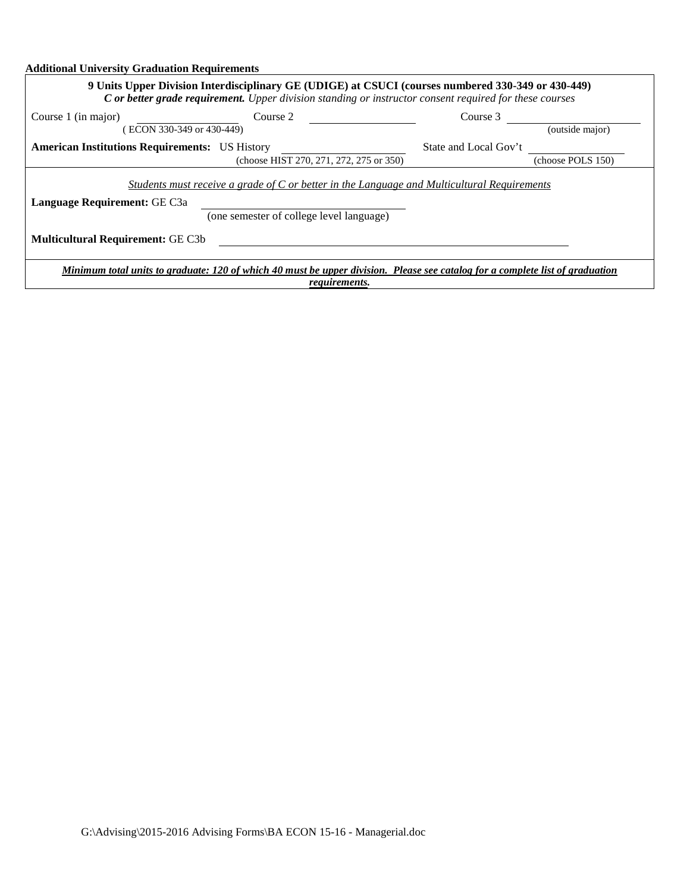**Additional University Graduation Requirements**

**9 Units Upper Division Interdisciplinary GE (UDIGE) at CSUCI (courses numbered 330-349 or 430-449)**
***C or better grade requirement.*** *Upper division standing or instructor consent required for these courses*

Course 1 (in major) \_\_\_\_\_\_\_\_\_\_\_\_\_\_\_\_ Course 2 \_\_\_\_\_\_\_\_\_\_\_\_\_\_\_\_ Course 3 \_\_\_\_\_\_\_\_\_\_\_\_\_\_\_\_
( ECON 330-349 or 430-449) (outside major)

**American Institutions Requirements:** US History \_\_\_\_\_\_\_\_\_\_\_\_\_\_\_\_ State and Local Gov't \_\_\_\_\_\_\_\_\_\_\_\_\_\_\_\_
(choose HIST 270, 271, 272, 275 or 350) (choose POLS 150)

*Students must receive a grade of C or better in the Language and Multicultural Requirements*

**Language Requirement:** GE C3a \_\_\_\_\_\_\_\_\_\_\_\_\_\_\_\_\_\_\_\_\_\_\_\_\_\_\_\_\_\_\_\_
(one semester of college level language)

**Multicultural Requirement:** GE C3b \_\_\_\_\_\_\_\_\_\_\_\_\_\_\_\_\_\_\_\_\_\_\_\_\_\_\_\_\_\_\_\_\_\_\_\_\_\_\_\_\_\_\_\_

***Minimum total units to graduate: 120 of which 40 must be upper division. Please see catalog for a complete list of graduation requirements.***

G:\Advising\2015-2016 Advising Forms\BA ECON 15-16 - Managerial.doc